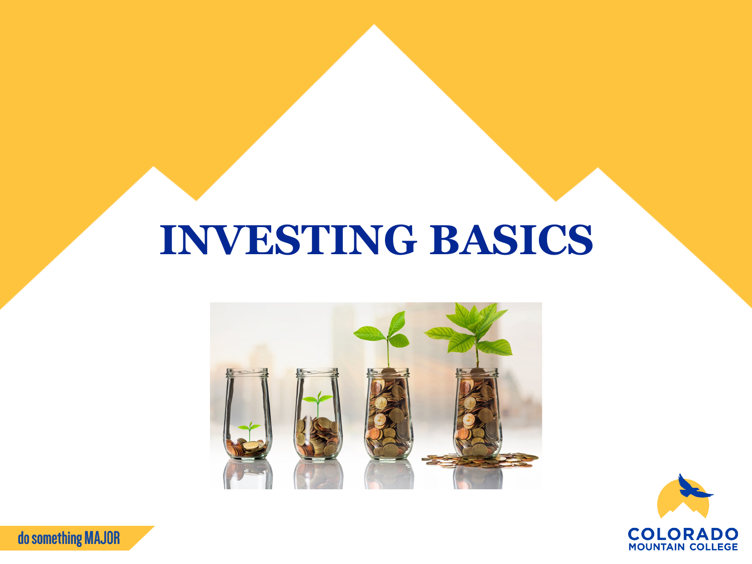# INVESTING BASICS

do something MAJOR

COLORADO MOUNTAIN COLLEGE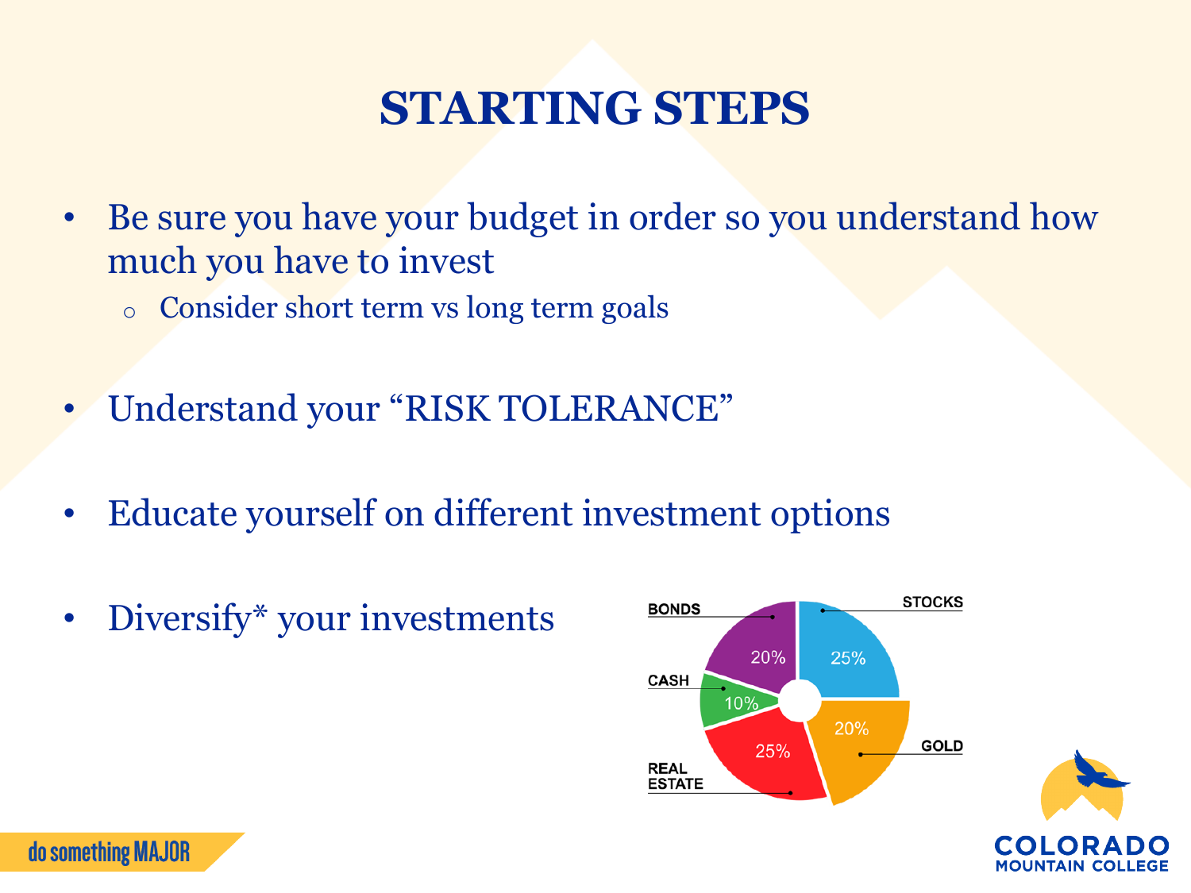# STARTING STEPS

- Be sure you have your budget in order so you understand how much you have to invest
  - Consider short term vs long term goals
- Understand your "RISK TOLERANCE"
- Educate yourself on different investment options
- Diversify* your investments

| Asset | Percentage |
| --- | --- |
| STOCKS | 25% |
| GOLD | 20% |
| REAL ESTATE | 25% |
| CASH | 10% |
| BONDS | 20% |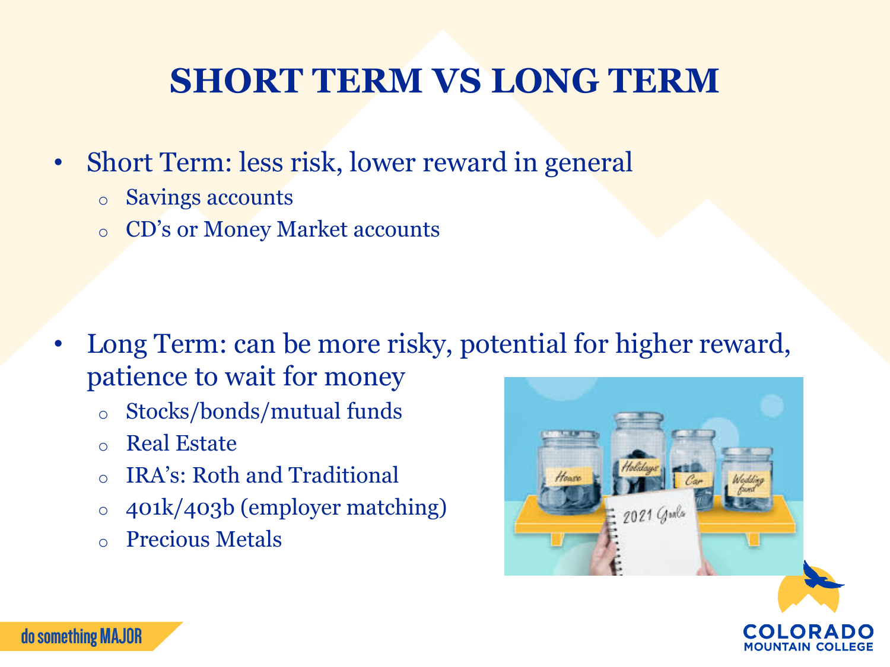# SHORT TERM VS LONG TERM

- Short Term: less risk, lower reward in general
  - Savings accounts
  - CD's or Money Market accounts

- Long Term: can be more risky, potential for higher reward, patience to wait for money
  - Stocks/bonds/mutual funds
  - Real Estate
  - IRA's: Roth and Traditional
  - 401k/403b (employer matching)
  - Precious Metals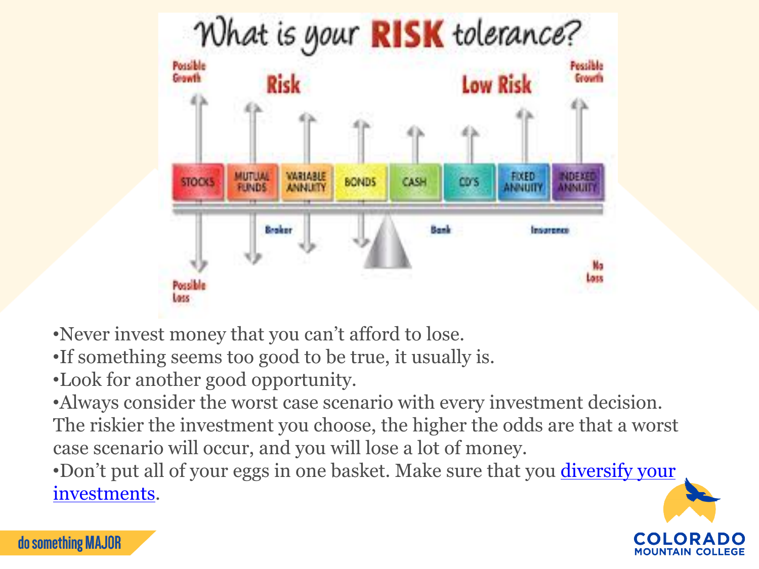# What is your RISK tolerance?

Possible Growth — Risk — Low Risk — Possible Growth

STOCKS | MUTUAL FUNDS | VARIABLE ANNUITY | BONDS | CASH | CD'S | FIXED ANNUITY | INDEXED ANNUITY

Broker — Bank — Insurance

Possible Loss — No Loss

- Never invest money that you can't afford to lose.
- If something seems too good to be true, it usually is.
- Look for another good opportunity.
- Always consider the worst case scenario with every investment decision. The riskier the investment you choose, the higher the odds are that a worst case scenario will occur, and you will lose a lot of money.
- Don't put all of your eggs in one basket. Make sure that you diversify your investments.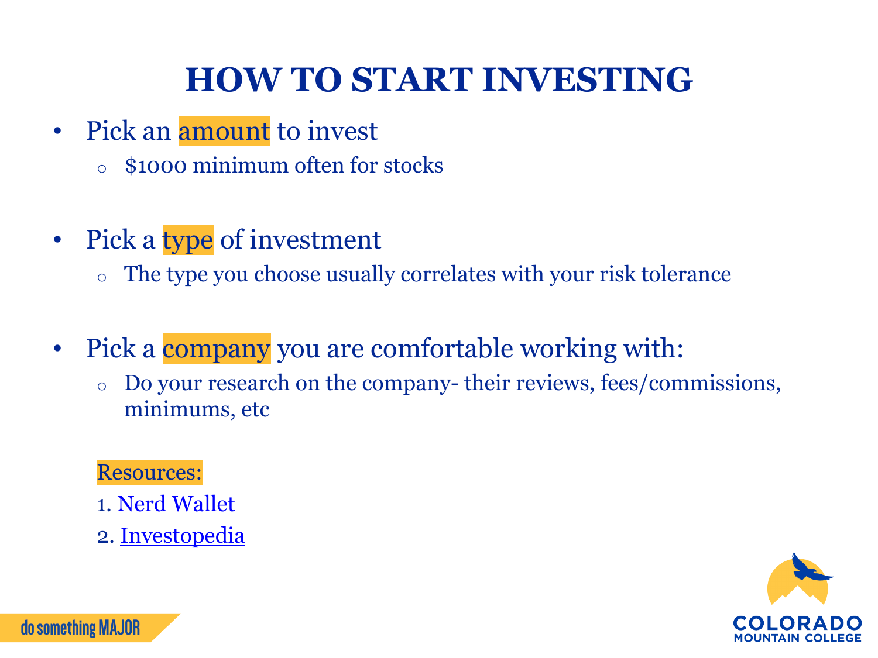# HOW TO START INVESTING

- Pick an amount to invest
  - $1000 minimum often for stocks

- Pick a type of investment
  - The type you choose usually correlates with your risk tolerance

- Pick a company you are comfortable working with:
  - Do your research on the company- their reviews, fees/commissions, minimums, etc

Resources:

1. Nerd Wallet
2. Investopedia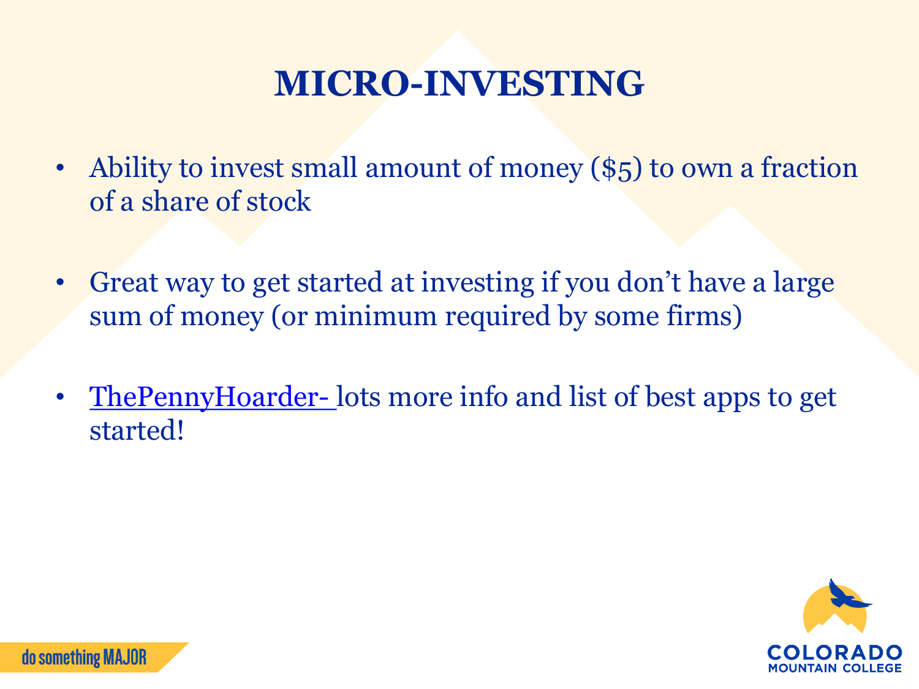# MICRO-INVESTING

- Ability to invest small amount of money ($5) to own a fraction of a share of stock
- Great way to get started at investing if you don't have a large sum of money (or minimum required by some firms)
- ThePennyHoarder- lots more info and list of best apps to get started!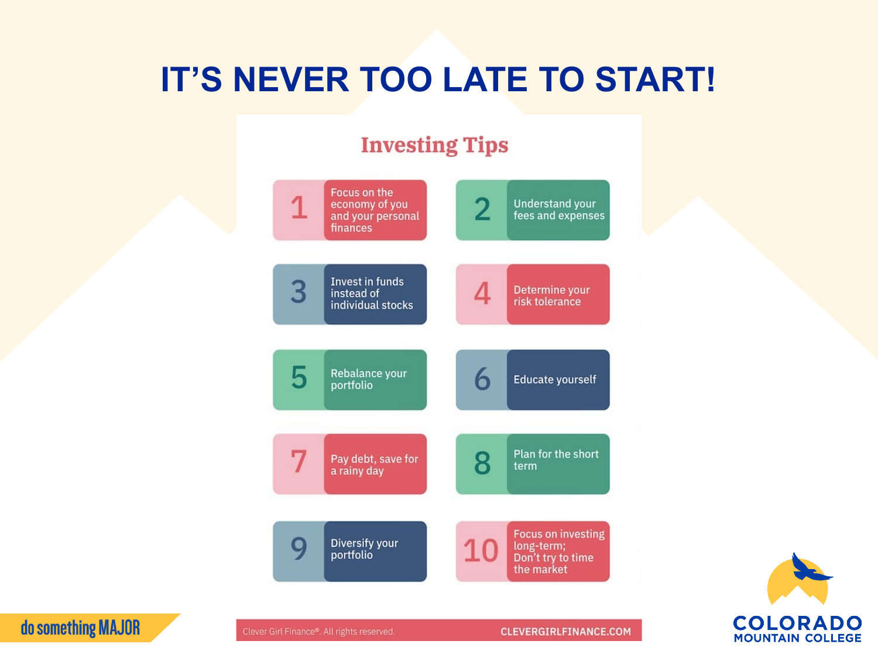# IT'S NEVER TOO LATE TO START!

## Investing Tips

1. Focus on the economy of you and your personal finances
2. Understand your fees and expenses
3. Invest in funds instead of individual stocks
4. Determine your risk tolerance
5. Rebalance your portfolio
6. Educate yourself
7. Pay debt, save for a rainy day
8. Plan for the short term
9. Diversify your portfolio
10. Focus on investing long-term; Don't try to time the market

Clever Girl Finance®. All rights reserved. CLEVERGIRLFINANCE.COM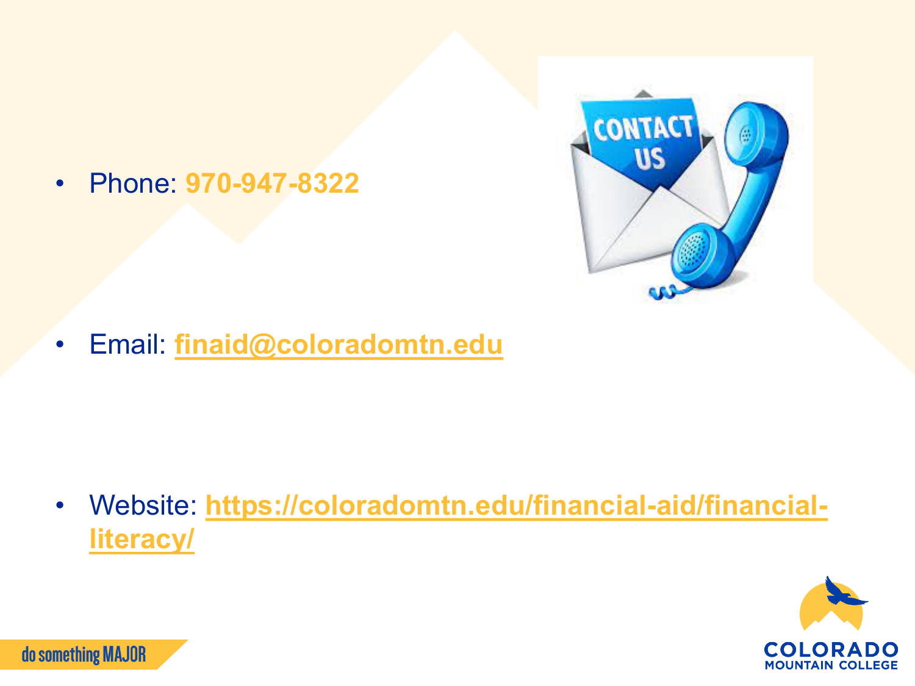- Phone: **970-947-8322**

- Email: **finaid@coloradomtn.edu**

- Website: **https://coloradomtn.edu/financial-aid/financial-literacy/**